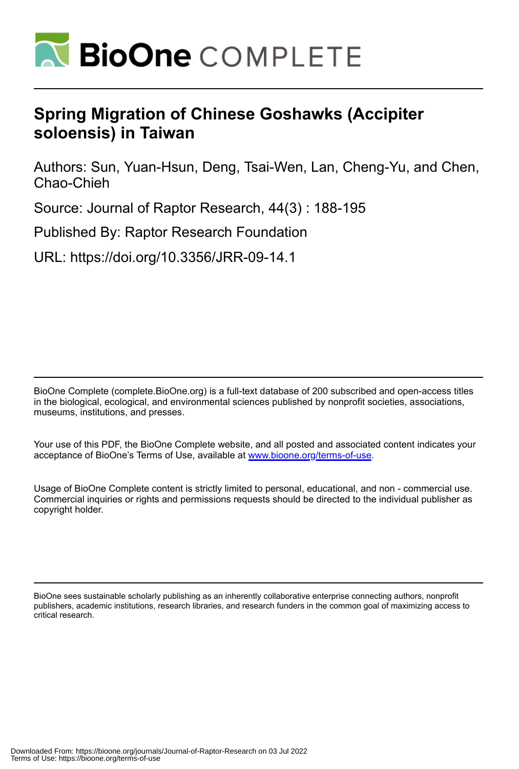# Spring Migration of Chinese Goshawks (Accipiter soloensis) in Taiwan

Authors: Sun, Yuan-Hsun, Deng, Tsai-Wen, Lan, Cheng-Yu, and Chen, Chao-Chieh

Source: Journal of Raptor Research, 44(3) : 188-195

Published By: Raptor Research Foundation

URL: https://doi.org/10.3356/JRR-09-14.1

BioOne Complete (complete.BioOne.org) is a full-text database of 200 subscribed and open-access titles in the biological, ecological, and environmental sciences published by nonprofit societies, associations, museums, institutions, and presses.

Your use of this PDF, the BioOne Complete website, and all posted and associated content indicates your acceptance of BioOne's Terms of Use, available at www.bioone.org/terms-of-use.

Usage of BioOne Complete content is strictly limited to personal, educational, and non - commercial use. Commercial inquiries or rights and permissions requests should be directed to the individual publisher as copyright holder.

BioOne sees sustainable scholarly publishing as an inherently collaborative enterprise connecting authors, nonprofit publishers, academic institutions, research libraries, and research funders in the common goal of maximizing access to critical research.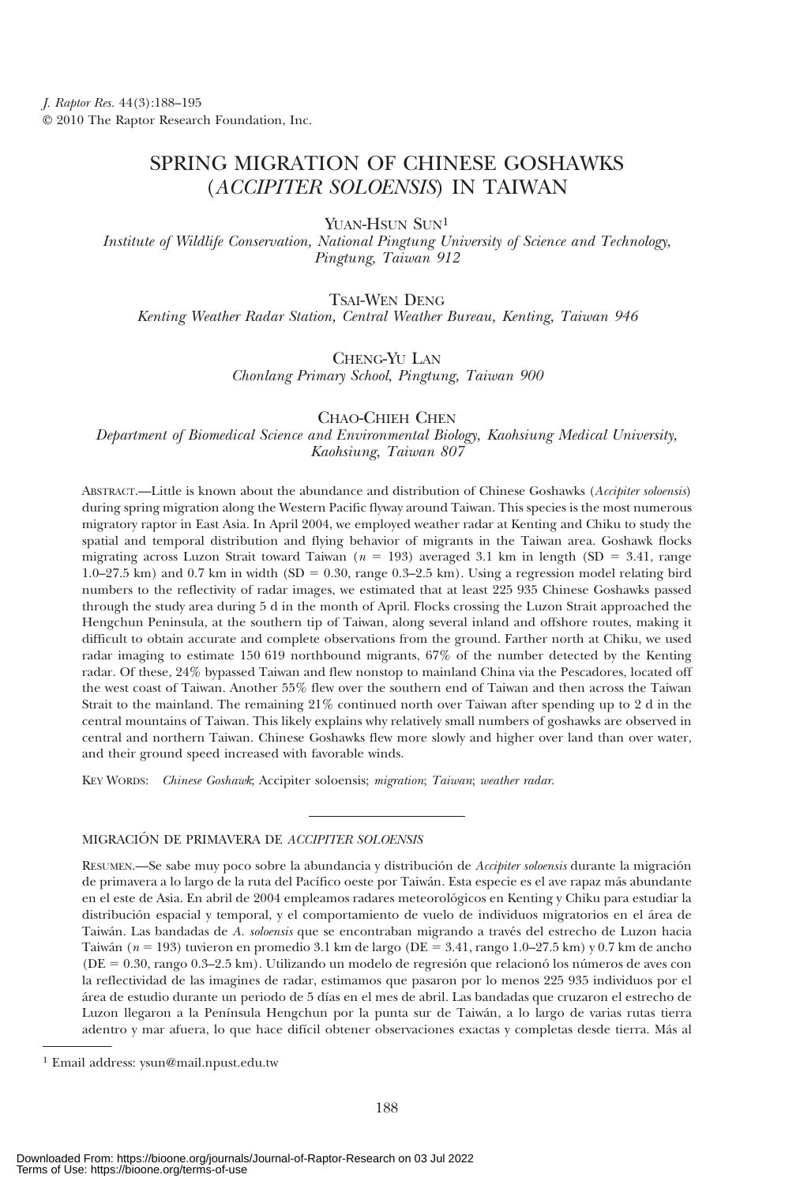*J. Raptor Res.* 44(3):188–195
© 2010 The Raptor Research Foundation, Inc.

# SPRING MIGRATION OF CHINESE GOSHAWKS (*ACCIPITER SOLOENSIS*) IN TAIWAN

YUAN-HSUN SUN[1]
*Institute of Wildlife Conservation, National Pingtung University of Science and Technology, Pingtung, Taiwan 912*

TSAI-WEN DENG
*Kenting Weather Radar Station, Central Weather Bureau, Kenting, Taiwan 946*

CHENG-YU LAN
*Chonlang Primary School, Pingtung, Taiwan 900*

CHAO-CHIEH CHEN
*Department of Biomedical Science and Environmental Biology, Kaohsiung Medical University, Kaohsiung, Taiwan 807*

ABSTRACT.—Little is known about the abundance and distribution of Chinese Goshawks (*Accipiter soloensis*) during spring migration along the Western Pacific flyway around Taiwan. This species is the most numerous migratory raptor in East Asia. In April 2004, we employed weather radar at Kenting and Chiku to study the spatial and temporal distribution and flying behavior of migrants in the Taiwan area. Goshawk flocks migrating across Luzon Strait toward Taiwan ($n = 193$) averaged 3.1 km in length (SD = 3.41, range 1.0–27.5 km) and 0.7 km in width (SD = 0.30, range 0.3–2.5 km). Using a regression model relating bird numbers to the reflectivity of radar images, we estimated that at least 225 935 Chinese Goshawks passed through the study area during 5 d in the month of April. Flocks crossing the Luzon Strait approached the Hengchun Peninsula, at the southern tip of Taiwan, along several inland and offshore routes, making it difficult to obtain accurate and complete observations from the ground. Farther north at Chiku, we used radar imaging to estimate 150 619 northbound migrants, 67% of the number detected by the Kenting radar. Of these, 24% bypassed Taiwan and flew nonstop to mainland China via the Pescadores, located off the west coast of Taiwan. Another 55% flew over the southern end of Taiwan and then across the Taiwan Strait to the mainland. The remaining 21% continued north over Taiwan after spending up to 2 d in the central mountains of Taiwan. This likely explains why relatively small numbers of goshawks are observed in central and northern Taiwan. Chinese Goshawks flew more slowly and higher over land than over water, and their ground speed increased with favorable winds.

KEY WORDS: *Chinese Goshawk*; Accipiter soloensis; *migration*; *Taiwan*; *weather radar*.

---

MIGRACIÓN DE PRIMAVERA DE *ACCIPITER SOLOENSIS*

RESUMEN.—Se sabe muy poco sobre la abundancia y distribución de *Accipiter soloensis* durante la migración de primavera a lo largo de la ruta del Pacífico oeste por Taiwán. Esta especie es el ave rapaz más abundante en el este de Asia. En abril de 2004 empleamos radares meteorológicos en Kenting y Chiku para estudiar la distribución espacial y temporal, y el comportamiento de vuelo de individuos migratorios en el área de Taiwán. Las bandadas de *A. soloensis* que se encontraban migrando a través del estrecho de Luzon hacia Taiwán ($n = 193$) tuvieron en promedio 3.1 km de largo (DE = 3.41, rango 1.0–27.5 km) y 0.7 km de ancho (DE = 0.30, rango 0.3–2.5 km). Utilizando un modelo de regresión que relacionó los números de aves con la reflectividad de las imagines de radar, estimamos que pasaron por lo menos 225 935 individuos por el área de estudio durante un periodo de 5 días en el mes de abril. Las bandadas que cruzaron el estrecho de Luzon llegaron a la Península Hengchun por la punta sur de Taiwán, a lo largo de varias rutas tierra adentro y mar afuera, lo que hace difícil obtener observaciones exactas y completas desde tierra. Más al

[1] Email address: ysun@mail.npust.edu.tw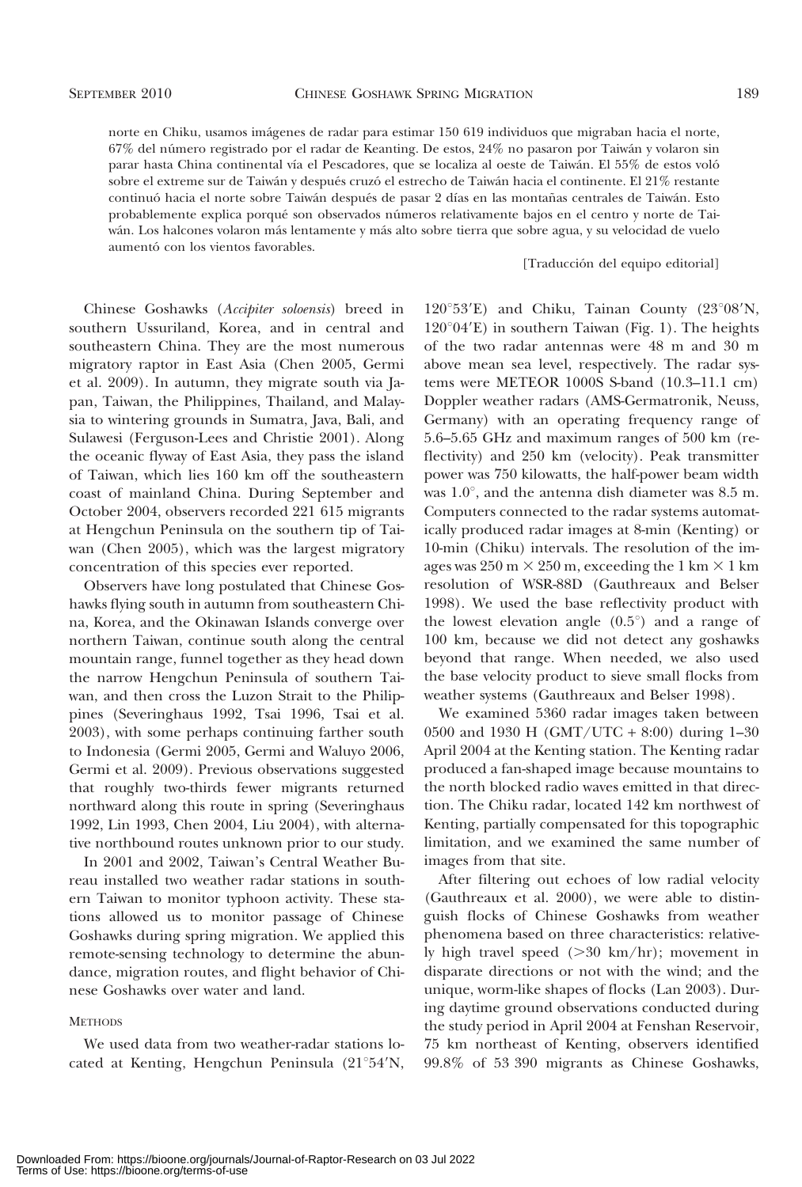norte en Chiku, usamos imágenes de radar para estimar 150 619 individuos que migraban hacia el norte, 67% del número registrado por el radar de Keanting. De estos, 24% no pasaron por Taiwán y volaron sin parar hasta China continental vía el Pescadores, que se localiza al oeste de Taiwán. El 55% de estos voló sobre el extreme sur de Taiwán y después cruzó el estrecho de Taiwán hacia el continente. El 21% restante continuó hacia el norte sobre Taiwán después de pasar 2 días en las montañas centrales de Taiwán. Esto probablemente explica porqué son observados números relativamente bajos en el centro y norte de Taiwán. Los halcones volaron más lentamente y más alto sobre tierra que sobre agua, y su velocidad de vuelo aumentó con los vientos favorables.

[Traducción del equipo editorial]

Chinese Goshawks (*Accipiter soloensis*) breed in southern Ussuriland, Korea, and in central and southeastern China. They are the most numerous migratory raptor in East Asia (Chen 2005, Germi et al. 2009). In autumn, they migrate south via Japan, Taiwan, the Philippines, Thailand, and Malaysia to wintering grounds in Sumatra, Java, Bali, and Sulawesi (Ferguson-Lees and Christie 2001). Along the oceanic flyway of East Asia, they pass the island of Taiwan, which lies 160 km off the southeastern coast of mainland China. During September and October 2004, observers recorded 221 615 migrants at Hengchun Peninsula on the southern tip of Taiwan (Chen 2005), which was the largest migratory concentration of this species ever reported.

Observers have long postulated that Chinese Goshawks flying south in autumn from southeastern China, Korea, and the Okinawan Islands converge over northern Taiwan, continue south along the central mountain range, funnel together as they head down the narrow Hengchun Peninsula of southern Taiwan, and then cross the Luzon Strait to the Philippines (Severinghaus 1992, Tsai 1996, Tsai et al. 2003), with some perhaps continuing farther south to Indonesia (Germi 2005, Germi and Waluyo 2006, Germi et al. 2009). Previous observations suggested that roughly two-thirds fewer migrants returned northward along this route in spring (Severinghaus 1992, Lin 1993, Chen 2004, Liu 2004), with alternative northbound routes unknown prior to our study.

In 2001 and 2002, Taiwan's Central Weather Bureau installed two weather radar stations in southern Taiwan to monitor typhoon activity. These stations allowed us to monitor passage of Chinese Goshawks during spring migration. We applied this remote-sensing technology to determine the abundance, migration routes, and flight behavior of Chinese Goshawks over water and land.

## METHODS

We used data from two weather-radar stations located at Kenting, Hengchun Peninsula (21°54′N, 120°53′E) and Chiku, Tainan County (23°08′N, 120°04′E) in southern Taiwan (Fig. 1). The heights of the two radar antennas were 48 m and 30 m above mean sea level, respectively. The radar systems were METEOR 1000S S-band (10.3–11.1 cm) Doppler weather radars (AMS-Germatronik, Neuss, Germany) with an operating frequency range of 5.6–5.65 GHz and maximum ranges of 500 km (reflectivity) and 250 km (velocity). Peak transmitter power was 750 kilowatts, the half-power beam width was 1.0°, and the antenna dish diameter was 8.5 m. Computers connected to the radar systems automatically produced radar images at 8-min (Kenting) or 10-min (Chiku) intervals. The resolution of the images was 250 m × 250 m, exceeding the 1 km × 1 km resolution of WSR-88D (Gauthreaux and Belser 1998). We used the base reflectivity product with the lowest elevation angle (0.5°) and a range of 100 km, because we did not detect any goshawks beyond that range. When needed, we also used the base velocity product to sieve small flocks from weather systems (Gauthreaux and Belser 1998).

We examined 5360 radar images taken between 0500 and 1930 H (GMT/UTC + 8:00) during 1–30 April 2004 at the Kenting station. The Kenting radar produced a fan-shaped image because mountains to the north blocked radio waves emitted in that direction. The Chiku radar, located 142 km northwest of Kenting, partially compensated for this topographic limitation, and we examined the same number of images from that site.

After filtering out echoes of low radial velocity (Gauthreaux et al. 2000), we were able to distinguish flocks of Chinese Goshawks from weather phenomena based on three characteristics: relatively high travel speed (>30 km/hr); movement in disparate directions or not with the wind; and the unique, worm-like shapes of flocks (Lan 2003). During daytime ground observations conducted during the study period in April 2004 at Fenshan Reservoir, 75 km northeast of Kenting, observers identified 99.8% of 53 390 migrants as Chinese Goshawks,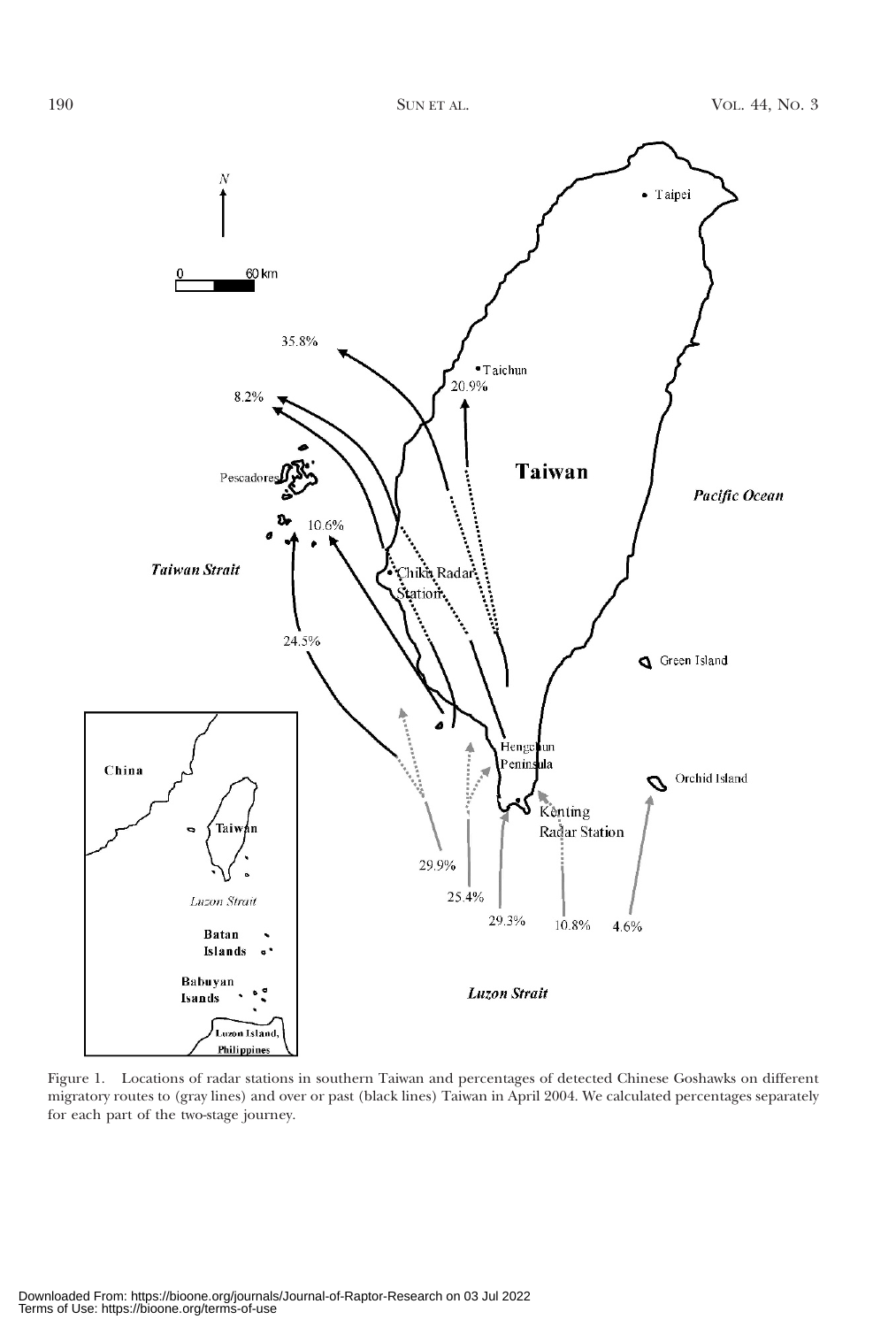Figure 1. Locations of radar stations in southern Taiwan and percentages of detected Chinese Goshawks on different migratory routes to (gray lines) and over or past (black lines) Taiwan in April 2004. We calculated percentages separately for each part of the two-stage journey.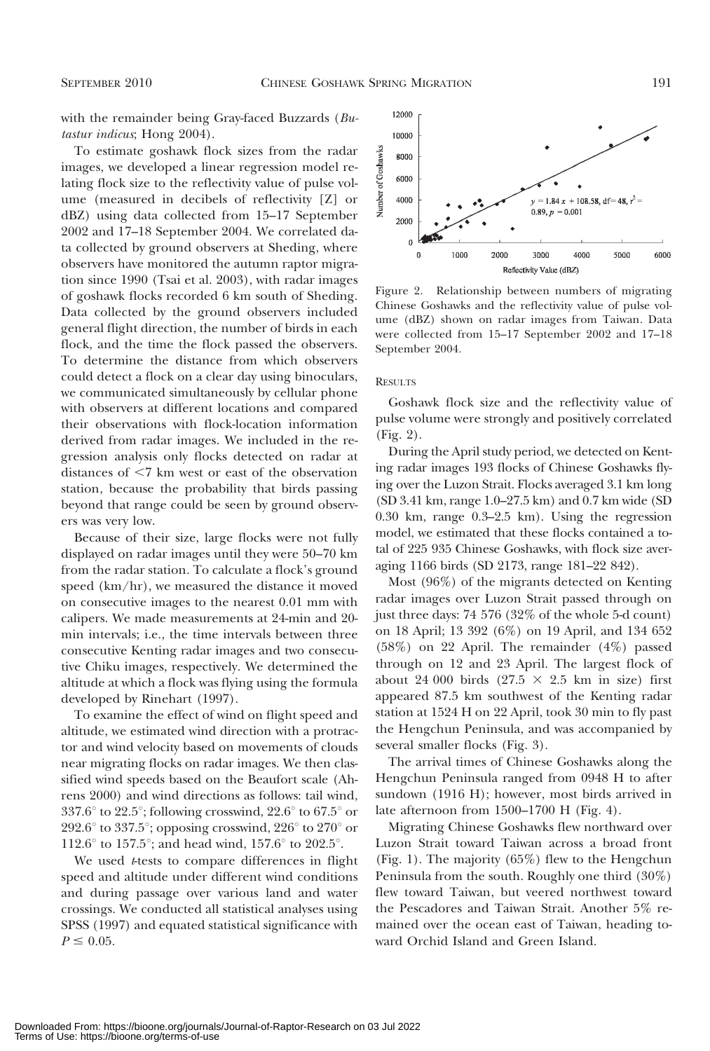with the remainder being Gray-faced Buzzards (*Butastur indicus*; Hong 2004).

To estimate goshawk flock sizes from the radar images, we developed a linear regression model relating flock size to the reflectivity value of pulse volume (measured in decibels of reflectivity [Z] or dBZ) using data collected from 15–17 September 2002 and 17–18 September 2004. We correlated data collected by ground observers at Sheding, where observers have monitored the autumn raptor migration since 1990 (Tsai et al. 2003), with radar images of goshawk flocks recorded 6 km south of Sheding. Data collected by the ground observers included general flight direction, the number of birds in each flock, and the time the flock passed the observers. To determine the distance from which observers could detect a flock on a clear day using binoculars, we communicated simultaneously by cellular phone with observers at different locations and compared their observations with flock-location information derived from radar images. We included in the regression analysis only flocks detected on radar at distances of <7 km west or east of the observation station, because the probability that birds passing beyond that range could be seen by ground observers was very low.

Because of their size, large flocks were not fully displayed on radar images until they were 50–70 km from the radar station. To calculate a flock's ground speed (km/hr), we measured the distance it moved on consecutive images to the nearest 0.01 mm with calipers. We made measurements at 24-min and 20-min intervals; i.e., the time intervals between three consecutive Kenting radar images and two consecutive Chiku images, respectively. We determined the altitude at which a flock was flying using the formula developed by Rinehart (1997).

To examine the effect of wind on flight speed and altitude, we estimated wind direction with a protractor and wind velocity based on movements of clouds near migrating flocks on radar images. We then classified wind speeds based on the Beaufort scale (Ahrens 2000) and wind directions as follows: tail wind, 337.6° to 22.5°; following crosswind, 22.6° to 67.5° or 292.6° to 337.5°; opposing crosswind, 226° to 270° or 112.6° to 157.5°; and head wind, 157.6° to 202.5°.

We used *t*-tests to compare differences in flight speed and altitude under different wind conditions and during passage over various land and water crossings. We conducted all statistical analyses using SPSS (1997) and equated statistical significance with $P \leq 0.05$.

Figure 2. Relationship between numbers of migrating Chinese Goshawks and the reflectivity value of pulse volume (dBZ) shown on radar images from Taiwan. Data were collected from 15–17 September 2002 and 17–18 September 2004.

### RESULTS

Goshawk flock size and the reflectivity value of pulse volume were strongly and positively correlated (Fig. 2).

During the April study period, we detected on Kenting radar images 193 flocks of Chinese Goshawks flying over the Luzon Strait. Flocks averaged 3.1 km long (SD 3.41 km, range 1.0–27.5 km) and 0.7 km wide (SD 0.30 km, range 0.3–2.5 km). Using the regression model, we estimated that these flocks contained a total of 225 935 Chinese Goshawks, with flock size averaging 1166 birds (SD 2173, range 181–22 842).

Most (96%) of the migrants detected on Kenting radar images over Luzon Strait passed through on just three days: 74 576 (32% of the whole 5-d count) on 18 April; 13 392 (6%) on 19 April, and 134 652 (58%) on 22 April. The remainder (4%) passed through on 12 and 23 April. The largest flock of about 24 000 birds ($27.5 \times 2.5$ km in size) first appeared 87.5 km southwest of the Kenting radar station at 1524 H on 22 April, took 30 min to fly past the Hengchun Peninsula, and was accompanied by several smaller flocks (Fig. 3).

The arrival times of Chinese Goshawks along the Hengchun Peninsula ranged from 0948 H to after sundown (1916 H); however, most birds arrived in late afternoon from 1500–1700 H (Fig. 4).

Migrating Chinese Goshawks flew northward over Luzon Strait toward Taiwan across a broad front (Fig. 1). The majority (65%) flew to the Hengchun Peninsula from the south. Roughly one third (30%) flew toward Taiwan, but veered northwest toward the Pescadores and Taiwan Strait. Another 5% remained over the ocean east of Taiwan, heading toward Orchid Island and Green Island.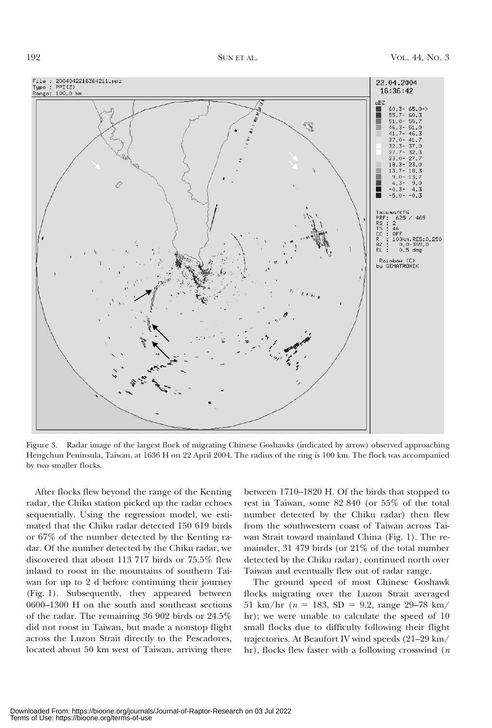Figure 3. Radar image of the largest flock of migrating Chinese Goshawks (indicated by arrow) observed approaching Hengchun Peninsula, Taiwan, at 1636 H on 22 April 2004. The radius of the ring is 100 km. The flock was accompanied by two smaller flocks.

After flocks flew beyond the range of the Kenting radar, the Chiku station picked up the radar echoes sequentially. Using the regression model, we estimated that the Chiku radar detected 150 619 birds or 67% of the number detected by the Kenting radar. Of the number detected by the Chiku radar, we discovered that about 113 717 birds or 75.5% flew inland to roost in the mountains of southern Taiwan for up to 2 d before continuing their journey (Fig. 1). Subsequently, they appeared between 0600–1300 H on the south and southeast sections of the radar. The remaining 36 902 birds or 24.5% did not roost in Taiwan, but made a nonstop flight across the Luzon Strait directly to the Pescadores, located about 50 km west of Taiwan, arriving there between 1710–1820 H. Of the birds that stopped to rest in Taiwan, some 82 840 (or 55% of the total number detected by the Chiku radar) then flew from the southwestern coast of Taiwan across Taiwan Strait toward mainland China (Fig. 1). The remainder, 31 479 birds (or 21% of the total number detected by the Chiku radar), continued north over Taiwan and eventually flew out of radar range.

The ground speed of most Chinese Goshawk flocks migrating over the Luzon Strait averaged 51 km/hr ($n = 183$, SD = 9.2, range 29–78 km/hr); we were unable to calculate the speed of 10 small flocks due to difficulty following their flight trajectories. At Beaufort IV wind speeds (21–29 km/hr), flocks flew faster with a following crosswind ($n$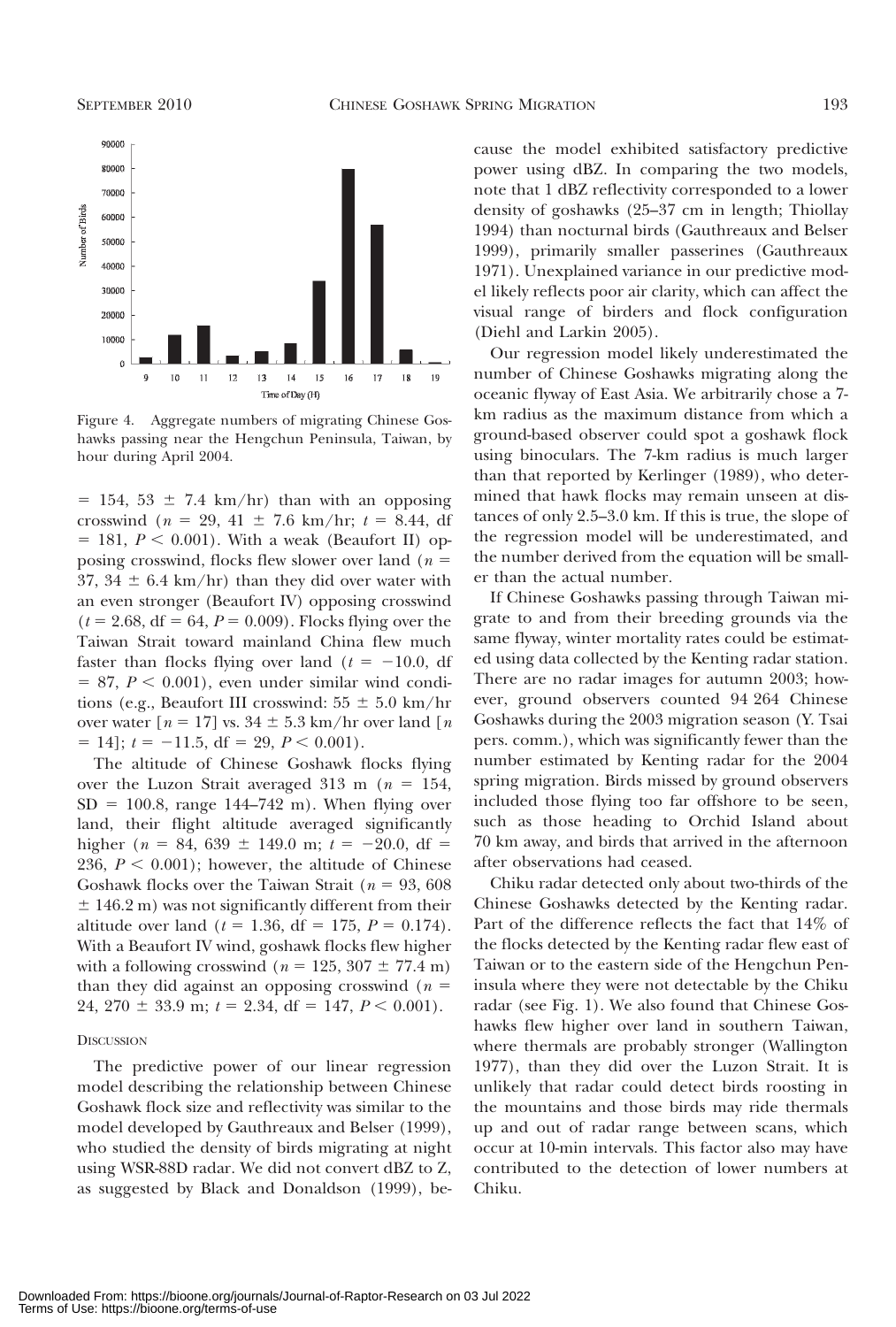Figure 4. Aggregate numbers of migrating Chinese Goshawks passing near the Hengchun Peninsula, Taiwan, by hour during April 2004.

$= 154$, $53 \pm 7.4$ km/hr) than with an opposing crosswind ($n = 29$, $41 \pm 7.6$ km/hr; $t = 8.44$, df $= 181$, $P < 0.001$). With a weak (Beaufort II) opposing crosswind, flocks flew slower over land ($n = 37$, $34 \pm 6.4$ km/hr) than they did over water with an even stronger (Beaufort IV) opposing crosswind ($t = 2.68$, df $= 64$, $P = 0.009$). Flocks flying over the Taiwan Strait toward mainland China flew much faster than flocks flying over land ($t = -10.0$, df $= 87$, $P < 0.001$), even under similar wind conditions (e.g., Beaufort III crosswind: $55 \pm 5.0$ km/hr over water [$n = 17$] vs. $34 \pm 5.3$ km/hr over land [$n = 14$]; $t = -11.5$, df $= 29$, $P < 0.001$).

The altitude of Chinese Goshawk flocks flying over the Luzon Strait averaged 313 m ($n = 154$, SD $= 100.8$, range 144–742 m). When flying over land, their flight altitude averaged significantly higher ($n = 84$, $639 \pm 149.0$ m; $t = -20.0$, df $= 236$, $P < 0.001$); however, the altitude of Chinese Goshawk flocks over the Taiwan Strait ($n = 93$, $608 \pm 146.2$ m) was not significantly different from their altitude over land ($t = 1.36$, df $= 175$, $P = 0.174$). With a Beaufort IV wind, goshawk flocks flew higher with a following crosswind ($n = 125$, $307 \pm 77.4$ m) than they did against an opposing crosswind ($n = 24$, $270 \pm 33.9$ m; $t = 2.34$, df $= 147$, $P < 0.001$).

## Discussion

The predictive power of our linear regression model describing the relationship between Chinese Goshawk flock size and reflectivity was similar to the model developed by Gauthreaux and Belser (1999), who studied the density of birds migrating at night using WSR-88D radar. We did not convert dBZ to Z, as suggested by Black and Donaldson (1999), because the model exhibited satisfactory predictive power using dBZ. In comparing the two models, note that 1 dBZ reflectivity corresponded to a lower density of goshawks (25–37 cm in length; Thiollay 1994) than nocturnal birds (Gauthreaux and Belser 1999), primarily smaller passerines (Gauthreaux 1971). Unexplained variance in our predictive model likely reflects poor air clarity, which can affect the visual range of birders and flock configuration (Diehl and Larkin 2005).

Our regression model likely underestimated the number of Chinese Goshawks migrating along the oceanic flyway of East Asia. We arbitrarily chose a 7-km radius as the maximum distance from which a ground-based observer could spot a goshawk flock using binoculars. The 7-km radius is much larger than that reported by Kerlinger (1989), who determined that hawk flocks may remain unseen at distances of only 2.5–3.0 km. If this is true, the slope of the regression model will be underestimated, and the number derived from the equation will be smaller than the actual number.

If Chinese Goshawks passing through Taiwan migrate to and from their breeding grounds via the same flyway, winter mortality rates could be estimated using data collected by the Kenting radar station. There are no radar images for autumn 2003; however, ground observers counted 94 264 Chinese Goshawks during the 2003 migration season (Y. Tsai pers. comm.), which was significantly fewer than the number estimated by Kenting radar for the 2004 spring migration. Birds missed by ground observers included those flying too far offshore to be seen, such as those heading to Orchid Island about 70 km away, and birds that arrived in the afternoon after observations had ceased.

Chiku radar detected only about two-thirds of the Chinese Goshawks detected by the Kenting radar. Part of the difference reflects the fact that 14% of the flocks detected by the Kenting radar flew east of Taiwan or to the eastern side of the Hengchun Peninsula where they were not detectable by the Chiku radar (see Fig. 1). We also found that Chinese Goshawks flew higher over land in southern Taiwan, where thermals are probably stronger (Wallington 1977), than they did over the Luzon Strait. It is unlikely that radar could detect birds roosting in the mountains and those birds may ride thermals up and out of radar range between scans, which occur at 10-min intervals. This factor also may have contributed to the detection of lower numbers at Chiku.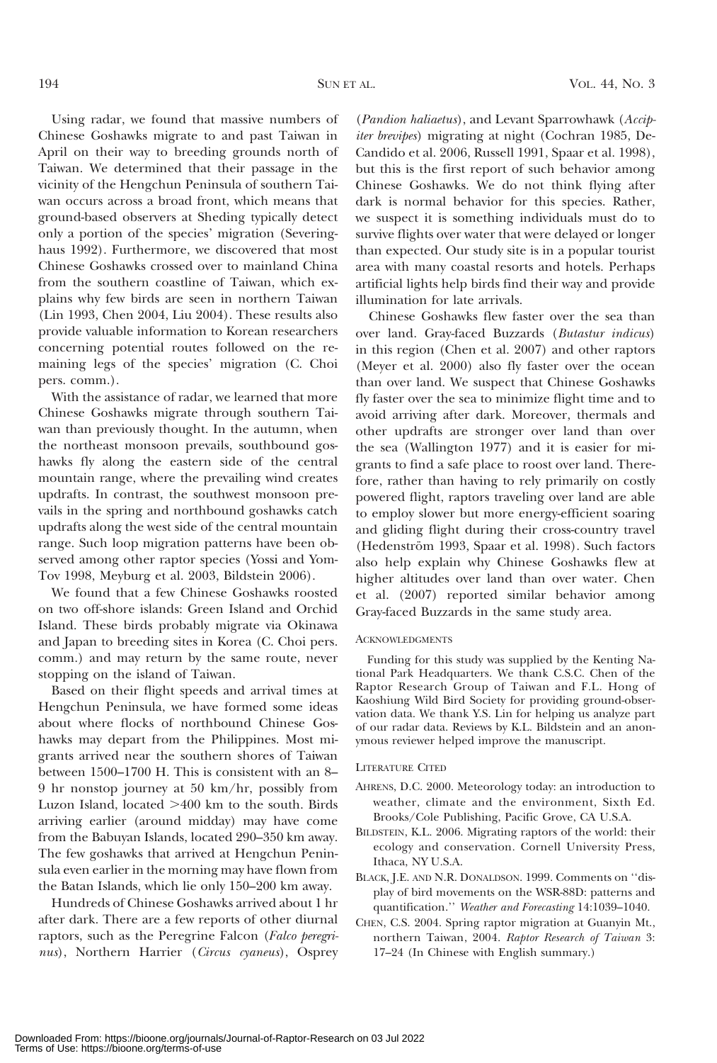Using radar, we found that massive numbers of Chinese Goshawks migrate to and past Taiwan in April on their way to breeding grounds north of Taiwan. We determined that their passage in the vicinity of the Hengchun Peninsula of southern Taiwan occurs across a broad front, which means that ground-based observers at Sheding typically detect only a portion of the species' migration (Severinghaus 1992). Furthermore, we discovered that most Chinese Goshawks crossed over to mainland China from the southern coastline of Taiwan, which explains why few birds are seen in northern Taiwan (Lin 1993, Chen 2004, Liu 2004). These results also provide valuable information to Korean researchers concerning potential routes followed on the remaining legs of the species' migration (C. Choi pers. comm.).

With the assistance of radar, we learned that more Chinese Goshawks migrate through southern Taiwan than previously thought. In the autumn, when the northeast monsoon prevails, southbound goshawks fly along the eastern side of the central mountain range, where the prevailing wind creates updrafts. In contrast, the southwest monsoon prevails in the spring and northbound goshawks catch updrafts along the west side of the central mountain range. Such loop migration patterns have been observed among other raptor species (Yossi and Yom-Tov 1998, Meyburg et al. 2003, Bildstein 2006).

We found that a few Chinese Goshawks roosted on two off-shore islands: Green Island and Orchid Island. These birds probably migrate via Okinawa and Japan to breeding sites in Korea (C. Choi pers. comm.) and may return by the same route, never stopping on the island of Taiwan.

Based on their flight speeds and arrival times at Hengchun Peninsula, we have formed some ideas about where flocks of northbound Chinese Goshawks may depart from the Philippines. Most migrants arrived near the southern shores of Taiwan between 1500–1700 H. This is consistent with an 8–9 hr nonstop journey at 50 km/hr, possibly from Luzon Island, located >400 km to the south. Birds arriving earlier (around midday) may have come from the Babuyan Islands, located 290–350 km away. The few goshawks that arrived at Hengchun Peninsula even earlier in the morning may have flown from the Batan Islands, which lie only 150–200 km away.

Hundreds of Chinese Goshawks arrived about 1 hr after dark. There are a few reports of other diurnal raptors, such as the Peregrine Falcon (*Falco peregrinus*), Northern Harrier (*Circus cyaneus*), Osprey (*Pandion haliaetus*), and Levant Sparrowhawk (*Accipiter brevipes*) migrating at night (Cochran 1985, DeCandido et al. 2006, Russell 1991, Spaar et al. 1998), but this is the first report of such behavior among Chinese Goshawks. We do not think flying after dark is normal behavior for this species. Rather, we suspect it is something individuals must do to survive flights over water that were delayed or longer than expected. Our study site is in a popular tourist area with many coastal resorts and hotels. Perhaps artificial lights help birds find their way and provide illumination for late arrivals.

Chinese Goshawks flew faster over the sea than over land. Gray-faced Buzzards (*Butastur indicus*) in this region (Chen et al. 2007) and other raptors (Meyer et al. 2000) also fly faster over the ocean than over land. We suspect that Chinese Goshawks fly faster over the sea to minimize flight time and to avoid arriving after dark. Moreover, thermals and other updrafts are stronger over land than over the sea (Wallington 1977) and it is easier for migrants to find a safe place to roost over land. Therefore, rather than having to rely primarily on costly powered flight, raptors traveling over land are able to employ slower but more energy-efficient soaring and gliding flight during their cross-country travel (Hedenström 1993, Spaar et al. 1998). Such factors also help explain why Chinese Goshawks flew at higher altitudes over land than over water. Chen et al. (2007) reported similar behavior among Gray-faced Buzzards in the same study area.

## Acknowledgments

Funding for this study was supplied by the Kenting National Park Headquarters. We thank C.S.C. Chen of the Raptor Research Group of Taiwan and F.L. Hong of Kaoshiung Wild Bird Society for providing ground-observation data. We thank Y.S. Lin for helping us analyze part of our radar data. Reviews by K.L. Bildstein and an anonymous reviewer helped improve the manuscript.

## Literature Cited

Ahrens, D.C. 2000. Meteorology today: an introduction to weather, climate and the environment, Sixth Ed. Brooks/Cole Publishing, Pacific Grove, CA U.S.A.

Bildstein, K.L. 2006. Migrating raptors of the world: their ecology and conservation. Cornell University Press, Ithaca, NY U.S.A.

Black, J.E. and N.R. Donaldson. 1999. Comments on ''display of bird movements on the WSR-88D: patterns and quantification.'' *Weather and Forecasting* 14:1039–1040.

Chen, C.S. 2004. Spring raptor migration at Guanyin Mt., northern Taiwan, 2004. *Raptor Research of Taiwan* 3: 17–24 (In Chinese with English summary.)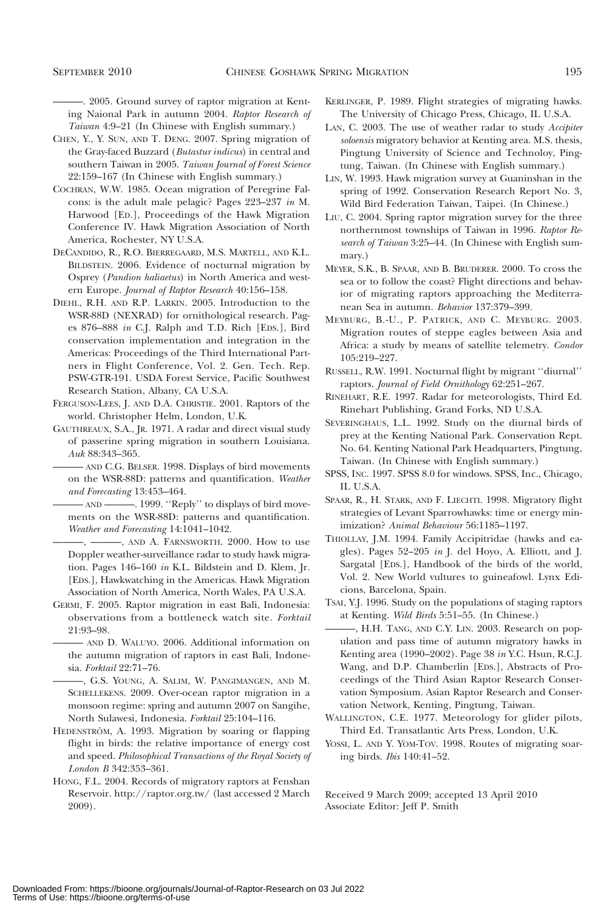———. 2005. Ground survey of raptor migration at Kenting Naional Park in autumn 2004. *Raptor Research of Taiwan* 4:9–21 (In Chinese with English summary.)

Chen, Y., Y. Sun, and T. Deng. 2007. Spring migration of the Gray-faced Buzzard (*Butastur indicus*) in central and southern Taiwan in 2005. *Taiwan Journal of Forest Science* 22:159–167 (In Chinese with English summary.)

Cochran, W.W. 1985. Ocean migration of Peregrine Falcons: is the adult male pelagic? Pages 223–237 *in* M. Harwood [Ed.], Proceedings of the Hawk Migration Conference IV. Hawk Migration Association of North America, Rochester, NY U.S.A.

DeCandido, R., R.O. Bierregaard, M.S. Martell, and K.L. Bildstein. 2006. Evidence of nocturnal migration by Osprey (*Pandion haliaetus*) in North America and western Europe. *Journal of Raptor Research* 40:156–158.

Diehl, R.H. and R.P. Larkin. 2005. Introduction to the WSR-88D (NEXRAD) for ornithological research. Pages 876–888 *in* C.J. Ralph and T.D. Rich [Eds.], Bird conservation implementation and integration in the Americas: Proceedings of the Third International Partners in Flight Conference, Vol. 2. Gen. Tech. Rep. PSW-GTR-191. USDA Forest Service, Pacific Southwest Research Station, Albany, CA U.S.A.

Ferguson-Lees, J. and D.A. Christie. 2001. Raptors of the world. Christopher Helm, London, U.K.

Gauthreaux, S.A., Jr. 1971. A radar and direct visual study of passerine spring migration in southern Louisiana. *Auk* 88:343–365.

——— and C.G. Belser. 1998. Displays of bird movements on the WSR-88D: patterns and quantification. *Weather and Forecasting* 13:453–464.

——— and ———. 1999. ''Reply'' to displays of bird movements on the WSR-88D: patterns and quantification. *Weather and Forecasting* 14:1041–1042.

———, ———, and A. Farnsworth. 2000. How to use Doppler weather-surveillance radar to study hawk migration. Pages 146–160 *in* K.L. Bildstein and D. Klem, Jr. [Eds.], Hawkwatching in the Americas. Hawk Migration Association of North America, North Wales, PA U.S.A.

Germi, F. 2005. Raptor migration in east Bali, Indonesia: observations from a bottleneck watch site. *Forktail* 21:93–98.

——— and D. Waluyo. 2006. Additional information on the autumn migration of raptors in east Bali, Indonesia. *Forktail* 22:71–76.

———, G.S. Young, A. Salim, W. Pangimangen, and M. Schellekens. 2009. Over-ocean raptor migration in a monsoon regime: spring and autumn 2007 on Sangihe, North Sulawesi, Indonesia. *Forktail* 25:104–116.

Hedenström, A. 1993. Migration by soaring or flapping flight in birds: the relative importance of energy cost and speed. *Philosophical Transactions of the Royal Society of London B* 342:353–361.

Hong, F.L. 2004. Records of migratory raptors at Fenshan Reservoir. http://raptor.org.tw/ (last accessed 2 March 2009).

Kerlinger, P. 1989. Flight strategies of migrating hawks. The University of Chicago Press, Chicago, IL U.S.A.

Lan, C. 2003. The use of weather radar to study *Accipiter soloensis* migratory behavior at Kenting area. M.S. thesis, Pingtung University of Science and Technoloy, Pingtung, Taiwan. (In Chinese with English summary.)

Lin, W. 1993. Hawk migration survey at Guaninshan in the spring of 1992. Conservation Research Report No. 3, Wild Bird Federation Taiwan, Taipei. (In Chinese.)

Liu, C. 2004. Spring raptor migration survey for the three northernmost townships of Taiwan in 1996. *Raptor Research of Taiwan* 3:25–44. (In Chinese with English summary.)

Meyer, S.K., B. Spaar, and B. Bruderer. 2000. To cross the sea or to follow the coast? Flight directions and behavior of migrating raptors approaching the Mediterranean Sea in autumn. *Behavior* 137:379–399.

Meyburg, B.-U., P. Patrick, and C. Meyburg. 2003. Migration routes of steppe eagles between Asia and Africa: a study by means of satellite telemetry. *Condor* 105:219–227.

Russell, R.W. 1991. Nocturnal flight by migrant ''diurnal'' raptors. *Journal of Field Ornithology* 62:251–267.

Rinehart, R.E. 1997. Radar for meteorologists, Third Ed. Rinehart Publishing, Grand Forks, ND U.S.A.

Severinghaus, L.L. 1992. Study on the diurnal birds of prey at the Kenting National Park. Conservation Rept. No. 64. Kenting National Park Headquarters, Pingtung, Taiwan. (In Chinese with English summary.)

SPSS, Inc. 1997. SPSS 8.0 for windows. SPSS, Inc., Chicago, IL U.S.A.

Spaar, R., H. Stark, and F. Liechti. 1998. Migratory flight strategies of Levant Sparrowhawks: time or energy minimization? *Animal Behaviour* 56:1185–1197.

Thiollay, J.M. 1994. Family Accipitridae (hawks and eagles). Pages 52–205 *in* J. del Hoyo, A. Elliott, and J. Sargatal [Eds.], Handbook of the birds of the world, Vol. 2. New World vultures to guineafowl. Lynx Edicions, Barcelona, Spain.

Tsai, Y.J. 1996. Study on the populations of staging raptors at Kenting. *Wild Birds* 5:51–55. (In Chinese.)

———, H.H. Tang, and C.Y. Lin. 2003. Research on population and pass time of autumn migratory hawks in Kenting area (1990–2002). Page 38 *in* Y.C. Hsun, R.C.J. Wang, and D.P. Chamberlin [Eds.], Abstracts of Proceedings of the Third Asian Raptor Research Conservation Symposium. Asian Raptor Research and Conservation Network, Kenting, Pingtung, Taiwan.

Wallington, C.E. 1977. Meteorology for glider pilots, Third Ed. Transatlantic Arts Press, London, U.K.

Yossi, L. and Y. Yom-Tov. 1998. Routes of migrating soaring birds. *Ibis* 140:41–52.

Received 9 March 2009; accepted 13 April 2010
Associate Editor: Jeff P. Smith